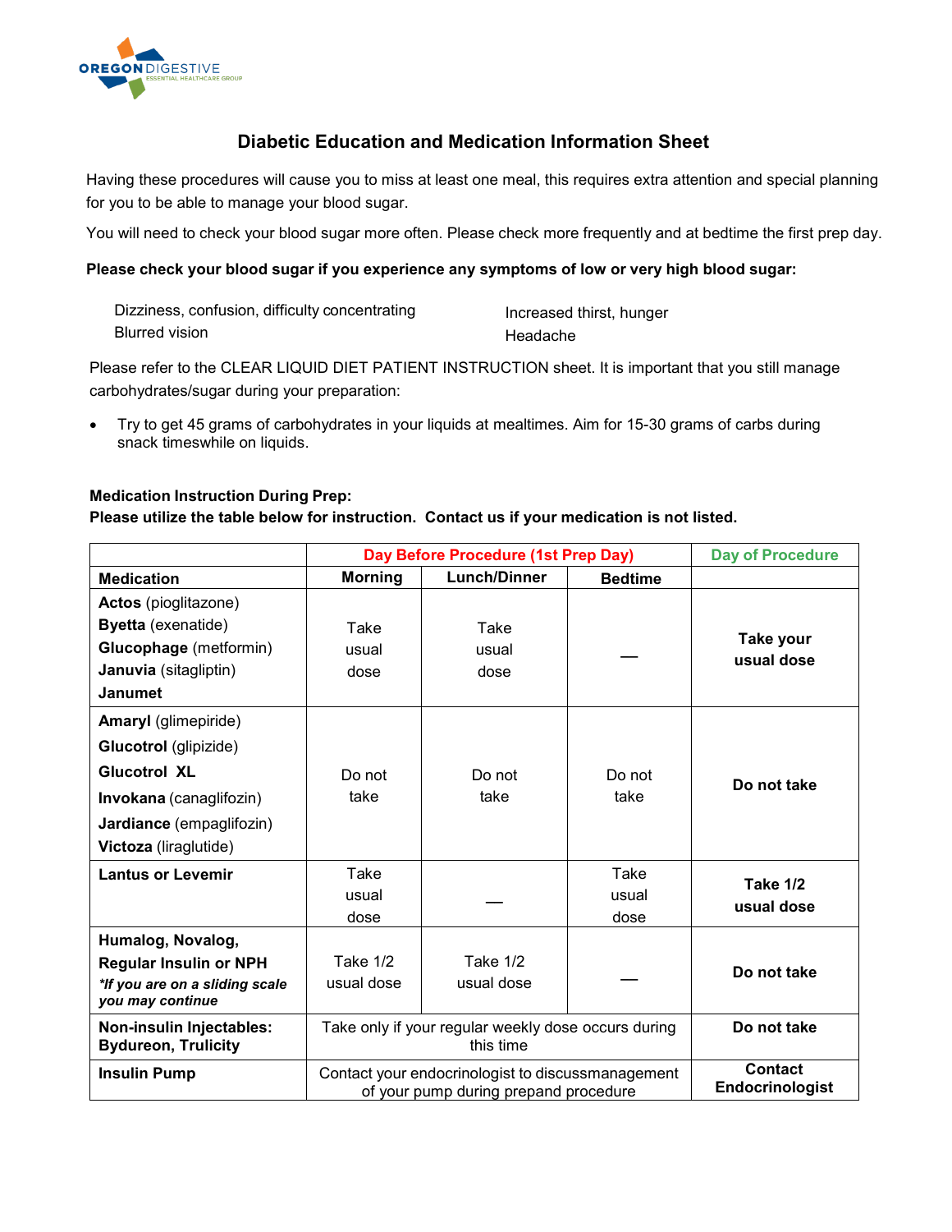OREGON DIGESTIVE
ESSENTIAL HEALTHCARE GROUP

# Diabetic Education and Medication Information Sheet

Having these procedures will cause you to miss at least one meal, this requires extra attention and special planning for you to be able to manage your blood sugar.

You will need to check your blood sugar more often. Please check more frequently and at bedtime the first prep day.

**Please check your blood sugar if you experience any symptoms of low or very high blood sugar:**

- Dizziness, confusion, difficulty concentrating
- Blurred vision
- Increased thirst, hunger
- Headache

Please refer to the CLEAR LIQUID DIET PATIENT INSTRUCTION sheet. It is important that you still manage carbohydrates/sugar during your preparation:

- Try to get 45 grams of carbohydrates in your liquids at mealtimes. Aim for 15-30 grams of carbs during snack timeswhile on liquids.

**Medication Instruction During Prep:**
**Please utilize the table below for instruction. Contact us if your medication is not listed.**

| | Day Before Procedure (1st Prep Day) | | | Day of Procedure |
|---|---|---|---|---|
| **Medication** | **Morning** | **Lunch/Dinner** | **Bedtime** | |
| **Actos** (pioglitazone)<br>**Byetta** (exenatide)<br>**Glucophage** (metformin)<br>**Januvia** (sitagliptin)<br>**Janumet** | Take usual dose | Take usual dose | — | **Take your usual dose** |
| **Amaryl** (glimepiride)<br>**Glucotrol** (glipizide)<br>**Glucotrol XL**<br>**Invokana** (canagliflozin)<br>**Jardiance** (empagliflozin)<br>**Victoza** (liraglutide) | Do not take | Do not take | Do not take | **Do not take** |
| **Lantus or Levemir** | Take usual dose | — | Take usual dose | **Take 1/2 usual dose** |
| **Humalog, Novalog, Regular Insulin or NPH**<br>***If you are on a sliding scale you may continue** | Take 1/2 usual dose | Take 1/2 usual dose | — | **Do not take** |
| **Non-insulin Injectables: Bydureon, Trulicity** | Take only if your regular weekly dose occurs during this time | | | **Do not take** |
| **Insulin Pump** | Contact your endocrinologist to discussmanagement of your pump during prepand procedure | | | **Contact Endocrinologist** |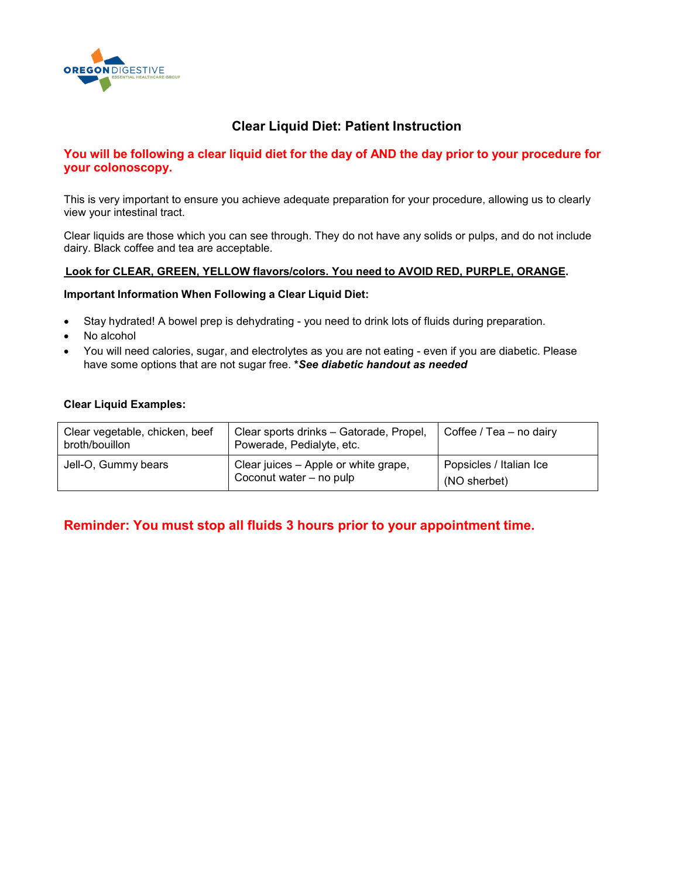OREGON DIGESTIVE
ESSENTIAL HEALTHCARE GROUP

## Clear Liquid Diet: Patient Instruction

**You will be following a clear liquid diet for the day of AND the day prior to your procedure for your colonoscopy.**

This is very important to ensure you achieve adequate preparation for your procedure, allowing us to clearly view your intestinal tract.

Clear liquids are those which you can see through. They do not have any solids or pulps, and do not include dairy. Black coffee and tea are acceptable.

**Look for CLEAR, GREEN, YELLOW flavors/colors. You need to AVOID RED, PURPLE, ORANGE.**

**Important Information When Following a Clear Liquid Diet:**

- Stay hydrated! A bowel prep is dehydrating - you need to drink lots of fluids during preparation.
- No alcohol
- You will need calories, sugar, and electrolytes as you are not eating - even if you are diabetic. Please have some options that are not sugar free. ***See diabetic handout as needed***

**Clear Liquid Examples:**

| | | |
|---|---|---|
| Clear vegetable, chicken, beef broth/bouillon | Clear sports drinks – Gatorade, Propel, Powerade, Pedialyte, etc. | Coffee / Tea – no dairy |
| Jell-O, Gummy bears | Clear juices – Apple or white grape, Coconut water – no pulp | Popsicles / Italian Ice (NO sherbet) |

**Reminder: You must stop all fluids 3 hours prior to your appointment time.**